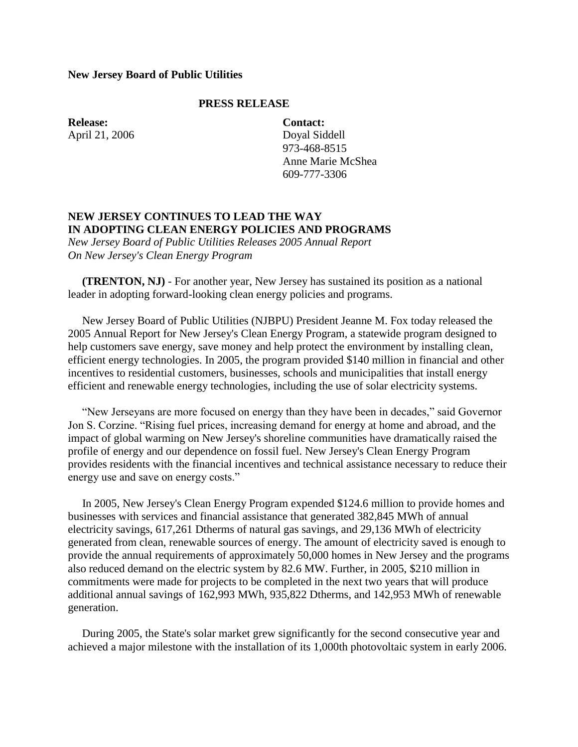**New Jersey Board of Public Utilities**

**PRESS RELEASE**

| **Release:** | **Contact:** |
|---|---|
| April 21, 2006 | Doyal Siddell |
| | 973-468-8515 |
| | Anne Marie McShea |
| | 609-777-3306 |

# NEW JERSEY CONTINUES TO LEAD THE WAY IN ADOPTING CLEAN ENERGY POLICIES AND PROGRAMS

*New Jersey Board of Public Utilities Releases 2005 Annual Report On New Jersey's Clean Energy Program*

**(TRENTON, NJ)** - For another year, New Jersey has sustained its position as a national leader in adopting forward-looking clean energy policies and programs.

New Jersey Board of Public Utilities (NJBPU) President Jeanne M. Fox today released the 2005 Annual Report for New Jersey's Clean Energy Program, a statewide program designed to help customers save energy, save money and help protect the environment by installing clean, efficient energy technologies. In 2005, the program provided $140 million in financial and other incentives to residential customers, businesses, schools and municipalities that install energy efficient and renewable energy technologies, including the use of solar electricity systems.

"New Jerseyans are more focused on energy than they have been in decades," said Governor Jon S. Corzine. "Rising fuel prices, increasing demand for energy at home and abroad, and the impact of global warming on New Jersey's shoreline communities have dramatically raised the profile of energy and our dependence on fossil fuel. New Jersey's Clean Energy Program provides residents with the financial incentives and technical assistance necessary to reduce their energy use and save on energy costs."

In 2005, New Jersey's Clean Energy Program expended $124.6 million to provide homes and businesses with services and financial assistance that generated 382,845 MWh of annual electricity savings, 617,261 Dtherms of natural gas savings, and 29,136 MWh of electricity generated from clean, renewable sources of energy. The amount of electricity saved is enough to provide the annual requirements of approximately 50,000 homes in New Jersey and the programs also reduced demand on the electric system by 82.6 MW. Further, in 2005, $210 million in commitments were made for projects to be completed in the next two years that will produce additional annual savings of 162,993 MWh, 935,822 Dtherms, and 142,953 MWh of renewable generation.

During 2005, the State's solar market grew significantly for the second consecutive year and achieved a major milestone with the installation of its 1,000th photovoltaic system in early 2006.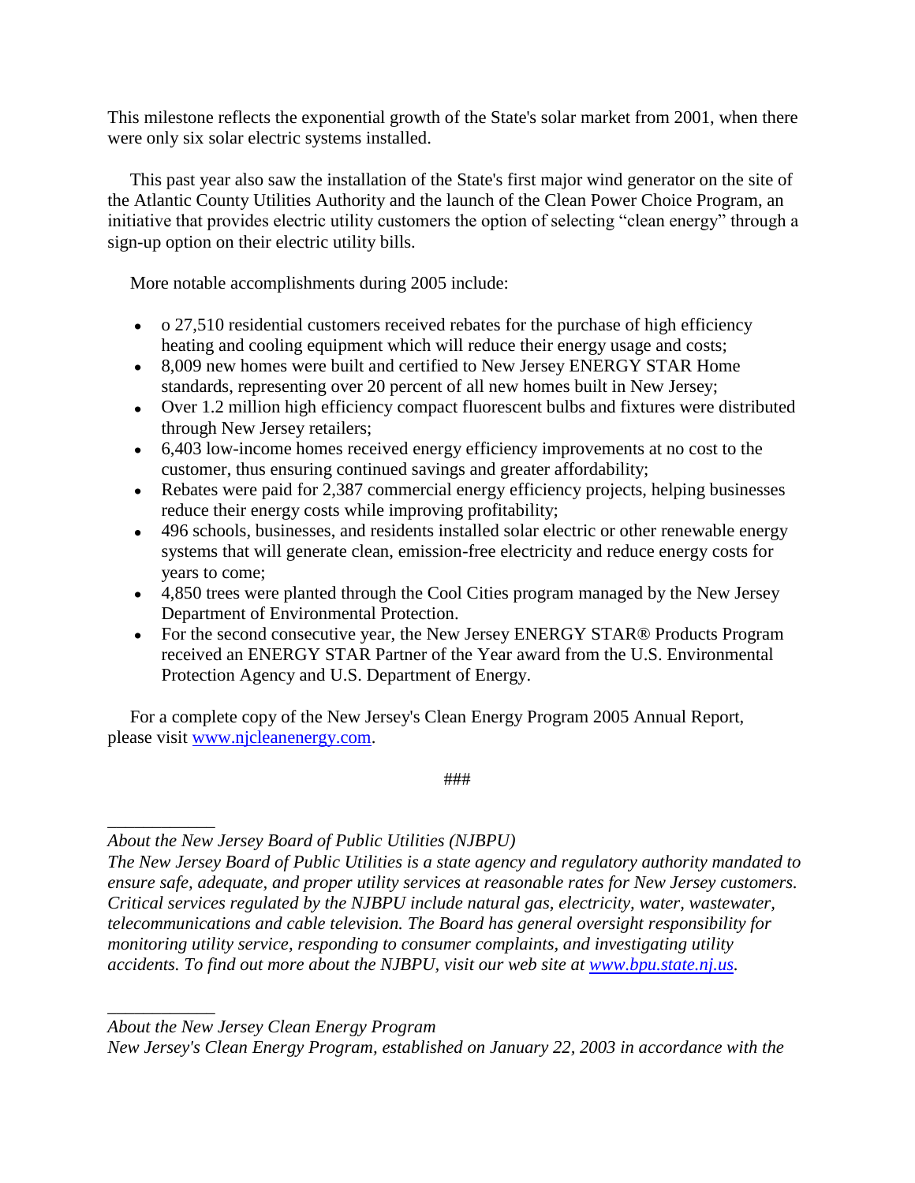This milestone reflects the exponential growth of the State's solar market from 2001, when there were only six solar electric systems installed.

This past year also saw the installation of the State's first major wind generator on the site of the Atlantic County Utilities Authority and the launch of the Clean Power Choice Program, an initiative that provides electric utility customers the option of selecting "clean energy" through a sign-up option on their electric utility bills.

More notable accomplishments during 2005 include:

- o 27,510 residential customers received rebates for the purchase of high efficiency heating and cooling equipment which will reduce their energy usage and costs;
- 8,009 new homes were built and certified to New Jersey ENERGY STAR Home standards, representing over 20 percent of all new homes built in New Jersey;
- Over 1.2 million high efficiency compact fluorescent bulbs and fixtures were distributed through New Jersey retailers;
- 6,403 low-income homes received energy efficiency improvements at no cost to the customer, thus ensuring continued savings and greater affordability;
- Rebates were paid for 2,387 commercial energy efficiency projects, helping businesses reduce their energy costs while improving profitability;
- 496 schools, businesses, and residents installed solar electric or other renewable energy systems that will generate clean, emission-free electricity and reduce energy costs for years to come;
- 4,850 trees were planted through the Cool Cities program managed by the New Jersey Department of Environmental Protection.
- For the second consecutive year, the New Jersey ENERGY STAR® Products Program received an ENERGY STAR Partner of the Year award from the U.S. Environmental Protection Agency and U.S. Department of Energy.

For a complete copy of the New Jersey's Clean Energy Program 2005 Annual Report, please visit [www.njcleanenergy.com](http://www.njcleanenergy.com).

###

---

*About the New Jersey Board of Public Utilities (NJBPU)*
*The New Jersey Board of Public Utilities is a state agency and regulatory authority mandated to ensure safe, adequate, and proper utility services at reasonable rates for New Jersey customers. Critical services regulated by the NJBPU include natural gas, electricity, water, wastewater, telecommunications and cable television. The Board has general oversight responsibility for monitoring utility service, responding to consumer complaints, and investigating utility accidents. To find out more about the NJBPU, visit our web site at [www.bpu.state.nj.us](http://www.bpu.state.nj.us).*

---

*About the New Jersey Clean Energy Program*
*New Jersey's Clean Energy Program, established on January 22, 2003 in accordance with the*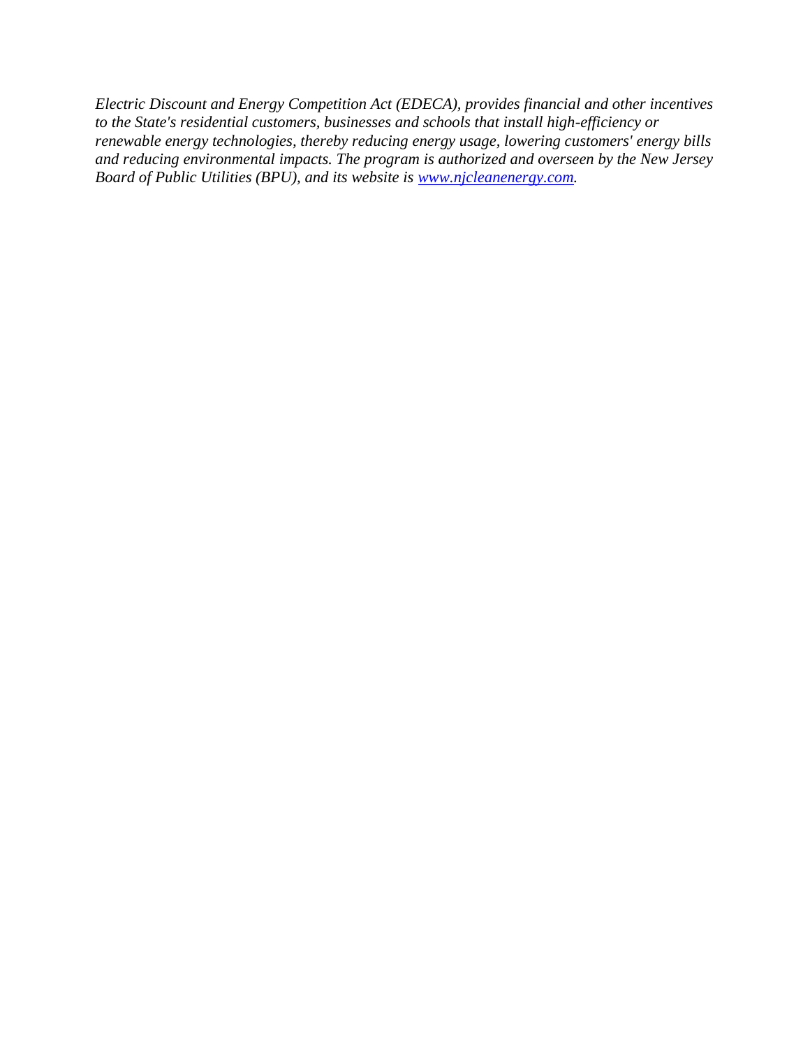*Electric Discount and Energy Competition Act (EDECA), provides financial and other incentives to the State's residential customers, businesses and schools that install high-efficiency or renewable energy technologies, thereby reducing energy usage, lowering customers' energy bills and reducing environmental impacts. The program is authorized and overseen by the New Jersey Board of Public Utilities (BPU), and its website is [www.njcleanenergy.com](http://www.njcleanenergy.com).*